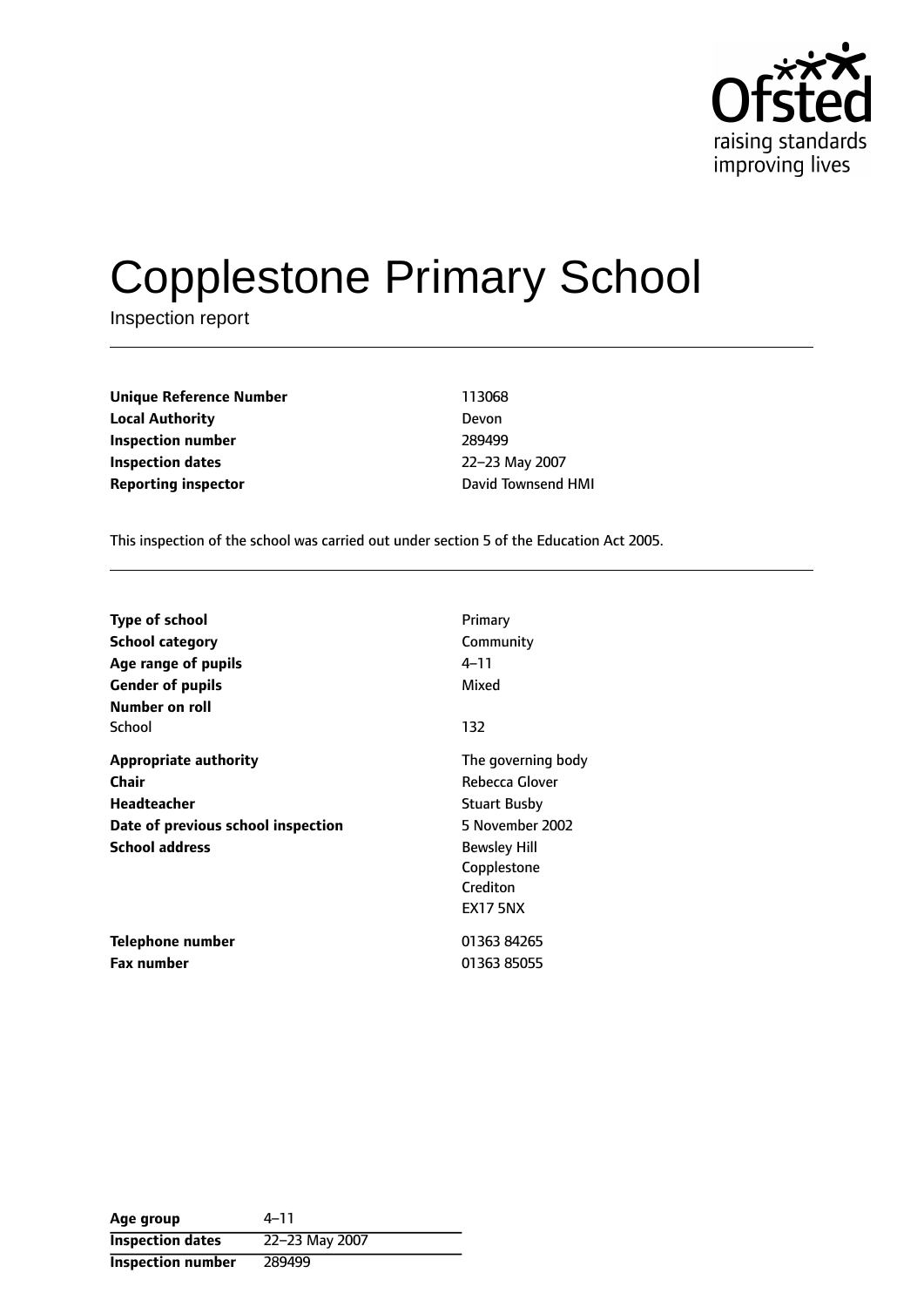# Copplestone Primary School

Inspection report

| | |
|---|---|
| **Unique Reference Number** | 113068 |
| **Local Authority** | Devon |
| **Inspection number** | 289499 |
| **Inspection dates** | 22–23 May 2007 |
| **Reporting inspector** | David Townsend HMI |

This inspection of the school was carried out under section 5 of the Education Act 2005.

| | |
|---|---|
| **Type of school** | Primary |
| **School category** | Community |
| **Age range of pupils** | 4–11 |
| **Gender of pupils** | Mixed |
| **Number on roll** | |
| School | 132 |
| **Appropriate authority** | The governing body |
| **Chair** | Rebecca Glover |
| **Headteacher** | Stuart Busby |
| **Date of previous school inspection** | 5 November 2002 |
| **School address** | Bewsley Hill<br>Copplestone<br>Crediton<br>EX17 5NX |
| **Telephone number** | 01363 84265 |
| **Fax number** | 01363 85055 |

| | |
|---|---|
| **Age group** | 4–11 |
| **Inspection dates** | 22–23 May 2007 |
| **Inspection number** | 289499 |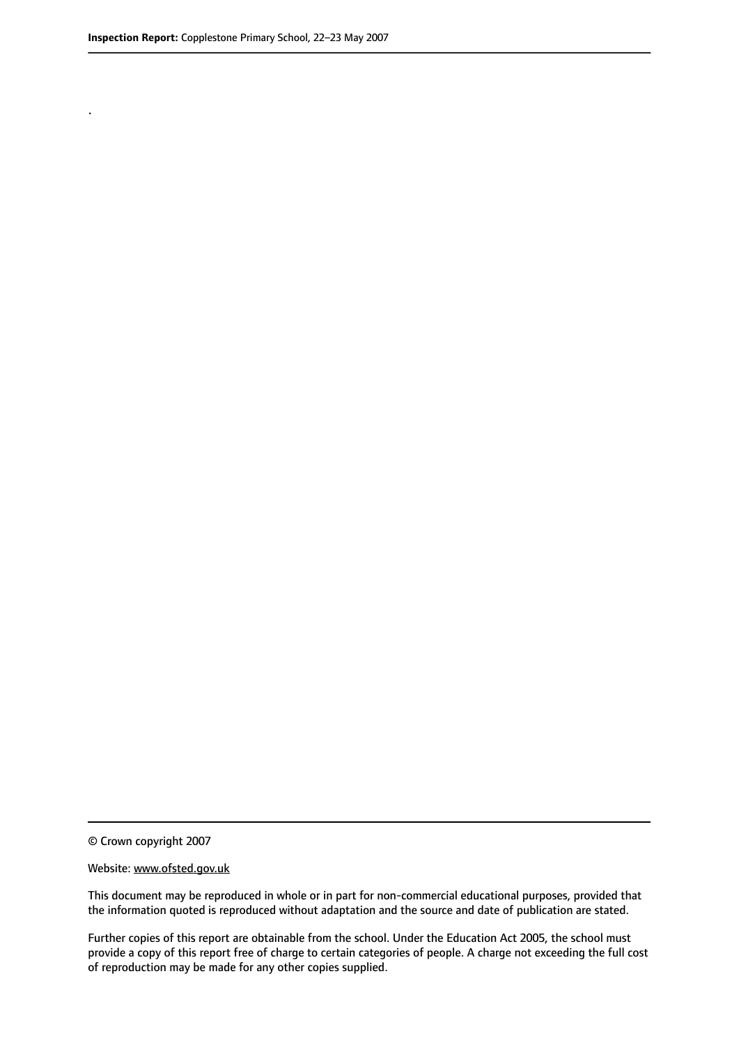.

© Crown copyright 2007

Website: www.ofsted.gov.uk

This document may be reproduced in whole or in part for non-commercial educational purposes, provided that the information quoted is reproduced without adaptation and the source and date of publication are stated.

Further copies of this report are obtainable from the school. Under the Education Act 2005, the school must provide a copy of this report free of charge to certain categories of people. A charge not exceeding the full cost of reproduction may be made for any other copies supplied.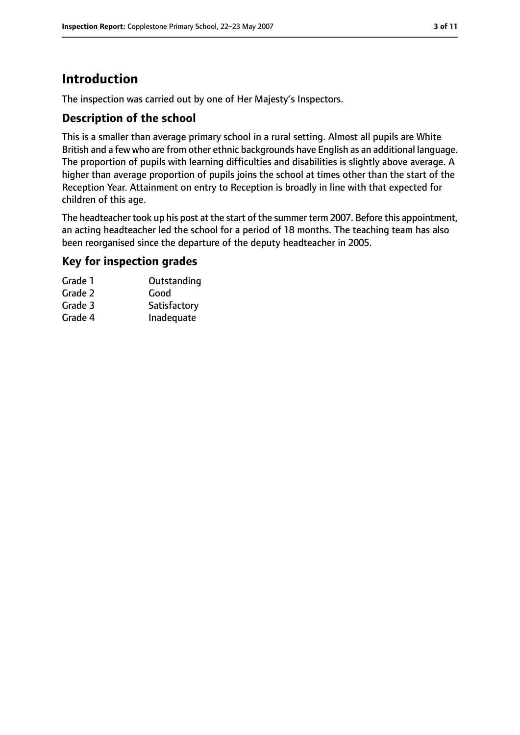# Introduction

The inspection was carried out by one of Her Majesty's Inspectors.

## Description of the school

This is a smaller than average primary school in a rural setting. Almost all pupils are White British and a few who are from other ethnic backgrounds have English as an additional language. The proportion of pupils with learning difficulties and disabilities is slightly above average. A higher than average proportion of pupils joins the school at times other than the start of the Reception Year. Attainment on entry to Reception is broadly in line with that expected for children of this age.

The headteacher took up his post at the start of the summer term 2007. Before this appointment, an acting headteacher led the school for a period of 18 months. The teaching team has also been reorganised since the departure of the deputy headteacher in 2005.

## Key for inspection grades

| | |
|---|---|
| Grade 1 | Outstanding |
| Grade 2 | Good |
| Grade 3 | Satisfactory |
| Grade 4 | Inadequate |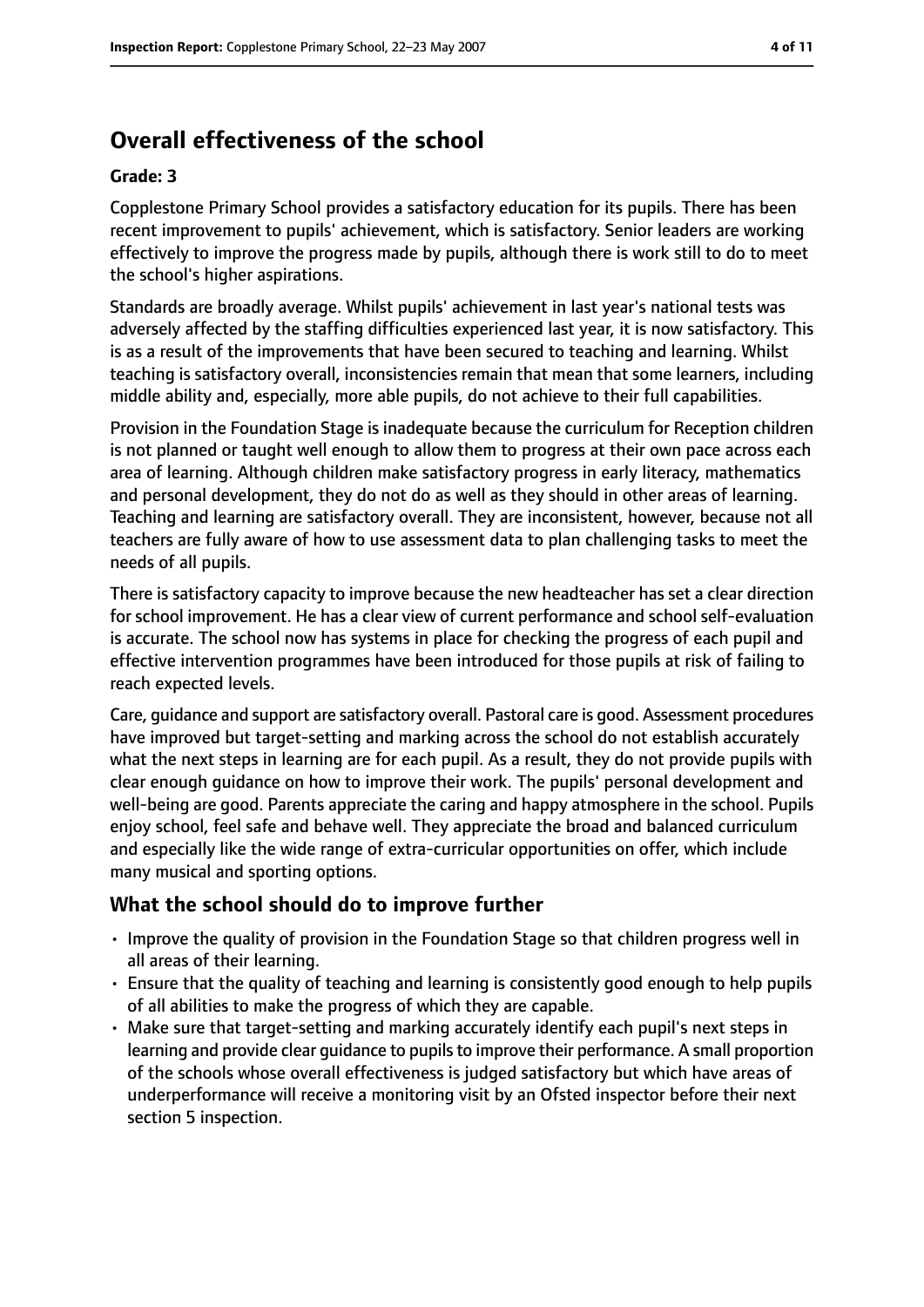# Overall effectiveness of the school

**Grade: 3**

Copplestone Primary School provides a satisfactory education for its pupils. There has been recent improvement to pupils' achievement, which is satisfactory. Senior leaders are working effectively to improve the progress made by pupils, although there is work still to do to meet the school's higher aspirations.

Standards are broadly average. Whilst pupils' achievement in last year's national tests was adversely affected by the staffing difficulties experienced last year, it is now satisfactory. This is as a result of the improvements that have been secured to teaching and learning. Whilst teaching is satisfactory overall, inconsistencies remain that mean that some learners, including middle ability and, especially, more able pupils, do not achieve to their full capabilities.

Provision in the Foundation Stage is inadequate because the curriculum for Reception children is not planned or taught well enough to allow them to progress at their own pace across each area of learning. Although children make satisfactory progress in early literacy, mathematics and personal development, they do not do as well as they should in other areas of learning. Teaching and learning are satisfactory overall. They are inconsistent, however, because not all teachers are fully aware of how to use assessment data to plan challenging tasks to meet the needs of all pupils.

There is satisfactory capacity to improve because the new headteacher has set a clear direction for school improvement. He has a clear view of current performance and school self-evaluation is accurate. The school now has systems in place for checking the progress of each pupil and effective intervention programmes have been introduced for those pupils at risk of failing to reach expected levels.

Care, guidance and support are satisfactory overall. Pastoral care is good. Assessment procedures have improved but target-setting and marking across the school do not establish accurately what the next steps in learning are for each pupil. As a result, they do not provide pupils with clear enough guidance on how to improve their work. The pupils' personal development and well-being are good. Parents appreciate the caring and happy atmosphere in the school. Pupils enjoy school, feel safe and behave well. They appreciate the broad and balanced curriculum and especially like the wide range of extra-curricular opportunities on offer, which include many musical and sporting options.

## What the school should do to improve further

- Improve the quality of provision in the Foundation Stage so that children progress well in all areas of their learning.
- Ensure that the quality of teaching and learning is consistently good enough to help pupils of all abilities to make the progress of which they are capable.
- Make sure that target-setting and marking accurately identify each pupil's next steps in learning and provide clear guidance to pupils to improve their performance. A small proportion of the schools whose overall effectiveness is judged satisfactory but which have areas of underperformance will receive a monitoring visit by an Ofsted inspector before their next section 5 inspection.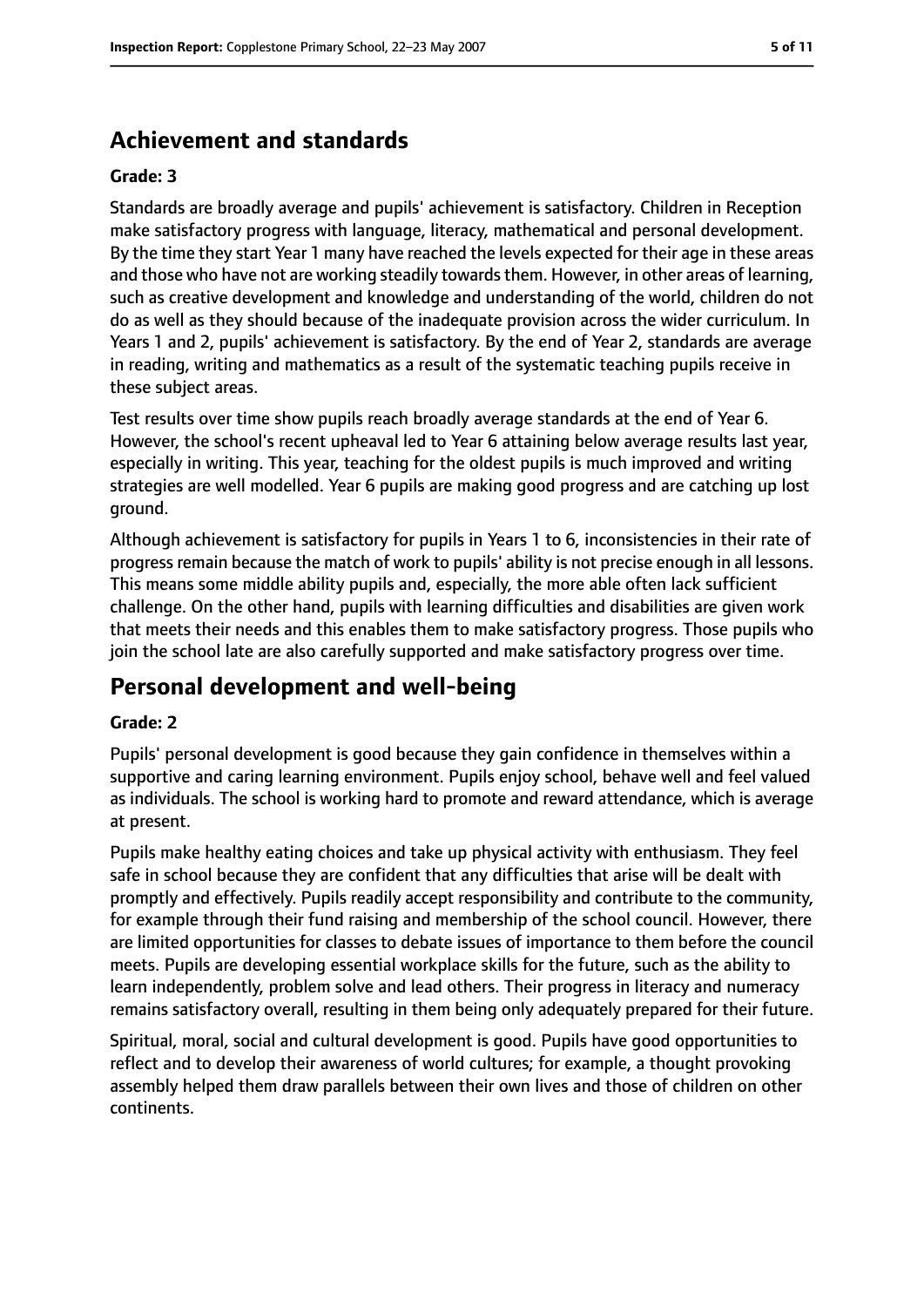## Achievement and standards

**Grade: 3**

Standards are broadly average and pupils' achievement is satisfactory. Children in Reception make satisfactory progress with language, literacy, mathematical and personal development. By the time they start Year 1 many have reached the levels expected for their age in these areas and those who have not are working steadily towards them. However, in other areas of learning, such as creative development and knowledge and understanding of the world, children do not do as well as they should because of the inadequate provision across the wider curriculum. In Years 1 and 2, pupils' achievement is satisfactory. By the end of Year 2, standards are average in reading, writing and mathematics as a result of the systematic teaching pupils receive in these subject areas.

Test results over time show pupils reach broadly average standards at the end of Year 6. However, the school's recent upheaval led to Year 6 attaining below average results last year, especially in writing. This year, teaching for the oldest pupils is much improved and writing strategies are well modelled. Year 6 pupils are making good progress and are catching up lost ground.

Although achievement is satisfactory for pupils in Years 1 to 6, inconsistencies in their rate of progress remain because the match of work to pupils' ability is not precise enough in all lessons. This means some middle ability pupils and, especially, the more able often lack sufficient challenge. On the other hand, pupils with learning difficulties and disabilities are given work that meets their needs and this enables them to make satisfactory progress. Those pupils who join the school late are also carefully supported and make satisfactory progress over time.

## Personal development and well-being

**Grade: 2**

Pupils' personal development is good because they gain confidence in themselves within a supportive and caring learning environment. Pupils enjoy school, behave well and feel valued as individuals. The school is working hard to promote and reward attendance, which is average at present.

Pupils make healthy eating choices and take up physical activity with enthusiasm. They feel safe in school because they are confident that any difficulties that arise will be dealt with promptly and effectively. Pupils readily accept responsibility and contribute to the community, for example through their fund raising and membership of the school council. However, there are limited opportunities for classes to debate issues of importance to them before the council meets. Pupils are developing essential workplace skills for the future, such as the ability to learn independently, problem solve and lead others. Their progress in literacy and numeracy remains satisfactory overall, resulting in them being only adequately prepared for their future.

Spiritual, moral, social and cultural development is good. Pupils have good opportunities to reflect and to develop their awareness of world cultures; for example, a thought provoking assembly helped them draw parallels between their own lives and those of children on other continents.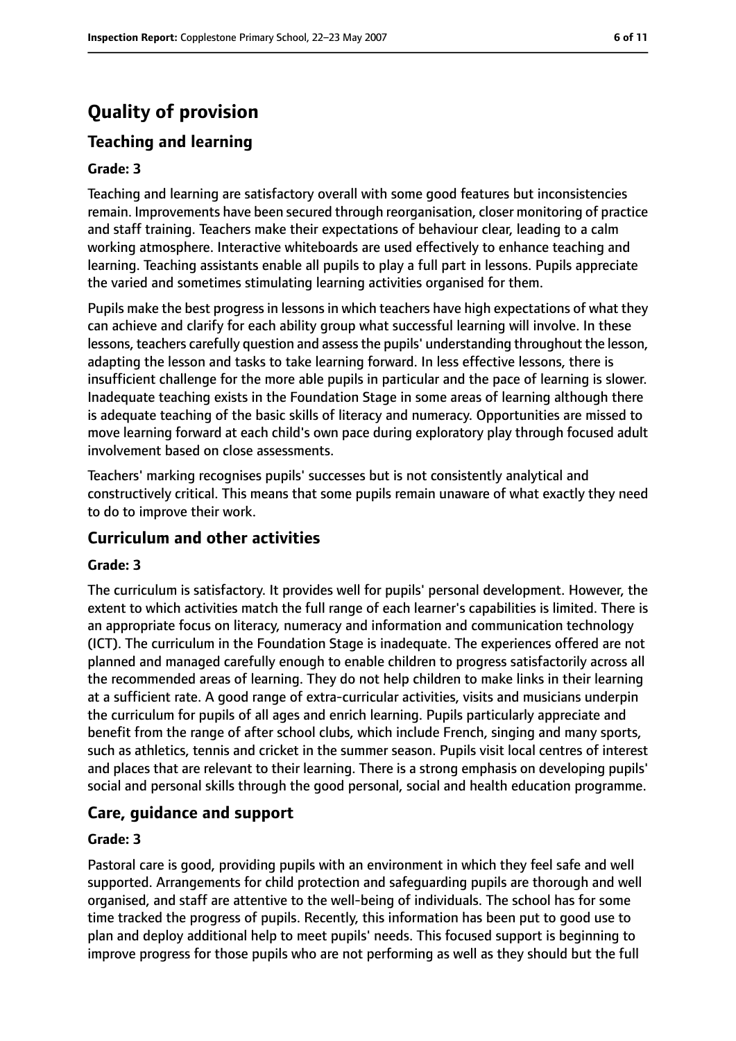# Quality of provision

## Teaching and learning

### Grade: 3

Teaching and learning are satisfactory overall with some good features but inconsistencies remain. Improvements have been secured through reorganisation, closer monitoring of practice and staff training. Teachers make their expectations of behaviour clear, leading to a calm working atmosphere. Interactive whiteboards are used effectively to enhance teaching and learning. Teaching assistants enable all pupils to play a full part in lessons. Pupils appreciate the varied and sometimes stimulating learning activities organised for them.

Pupils make the best progress in lessons in which teachers have high expectations of what they can achieve and clarify for each ability group what successful learning will involve. In these lessons, teachers carefully question and assess the pupils' understanding throughout the lesson, adapting the lesson and tasks to take learning forward. In less effective lessons, there is insufficient challenge for the more able pupils in particular and the pace of learning is slower. Inadequate teaching exists in the Foundation Stage in some areas of learning although there is adequate teaching of the basic skills of literacy and numeracy. Opportunities are missed to move learning forward at each child's own pace during exploratory play through focused adult involvement based on close assessments.

Teachers' marking recognises pupils' successes but is not consistently analytical and constructively critical. This means that some pupils remain unaware of what exactly they need to do to improve their work.

## Curriculum and other activities

### Grade: 3

The curriculum is satisfactory. It provides well for pupils' personal development. However, the extent to which activities match the full range of each learner's capabilities is limited. There is an appropriate focus on literacy, numeracy and information and communication technology (ICT). The curriculum in the Foundation Stage is inadequate. The experiences offered are not planned and managed carefully enough to enable children to progress satisfactorily across all the recommended areas of learning. They do not help children to make links in their learning at a sufficient rate. A good range of extra-curricular activities, visits and musicians underpin the curriculum for pupils of all ages and enrich learning. Pupils particularly appreciate and benefit from the range of after school clubs, which include French, singing and many sports, such as athletics, tennis and cricket in the summer season. Pupils visit local centres of interest and places that are relevant to their learning. There is a strong emphasis on developing pupils' social and personal skills through the good personal, social and health education programme.

## Care, guidance and support

### Grade: 3

Pastoral care is good, providing pupils with an environment in which they feel safe and well supported. Arrangements for child protection and safeguarding pupils are thorough and well organised, and staff are attentive to the well-being of individuals. The school has for some time tracked the progress of pupils. Recently, this information has been put to good use to plan and deploy additional help to meet pupils' needs. This focused support is beginning to improve progress for those pupils who are not performing as well as they should but the full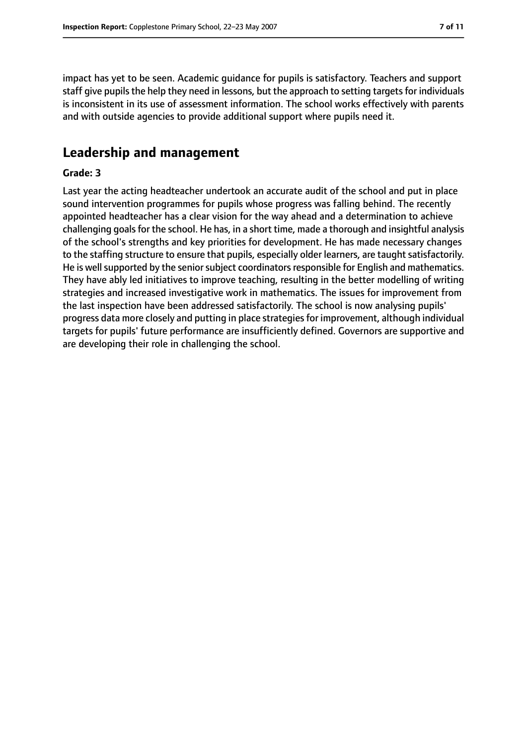impact has yet to be seen. Academic guidance for pupils is satisfactory. Teachers and support staff give pupils the help they need in lessons, but the approach to setting targets for individuals is inconsistent in its use of assessment information. The school works effectively with parents and with outside agencies to provide additional support where pupils need it.

## Leadership and management

**Grade: 3**

Last year the acting headteacher undertook an accurate audit of the school and put in place sound intervention programmes for pupils whose progress was falling behind. The recently appointed headteacher has a clear vision for the way ahead and a determination to achieve challenging goals for the school. He has, in a short time, made a thorough and insightful analysis of the school's strengths and key priorities for development. He has made necessary changes to the staffing structure to ensure that pupils, especially older learners, are taught satisfactorily. He is well supported by the senior subject coordinators responsible for English and mathematics. They have ably led initiatives to improve teaching, resulting in the better modelling of writing strategies and increased investigative work in mathematics. The issues for improvement from the last inspection have been addressed satisfactorily. The school is now analysing pupils' progress data more closely and putting in place strategies for improvement, although individual targets for pupils' future performance are insufficiently defined. Governors are supportive and are developing their role in challenging the school.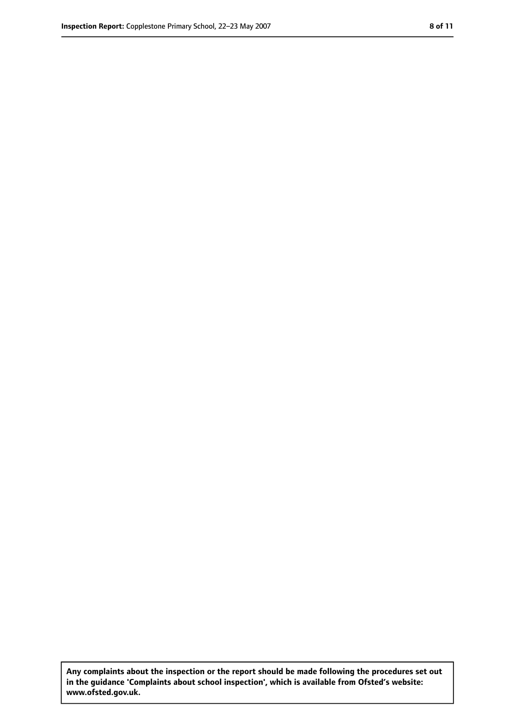**Any complaints about the inspection or the report should be made following the procedures set out in the guidance 'Complaints about school inspection', which is available from Ofsted's website: www.ofsted.gov.uk.**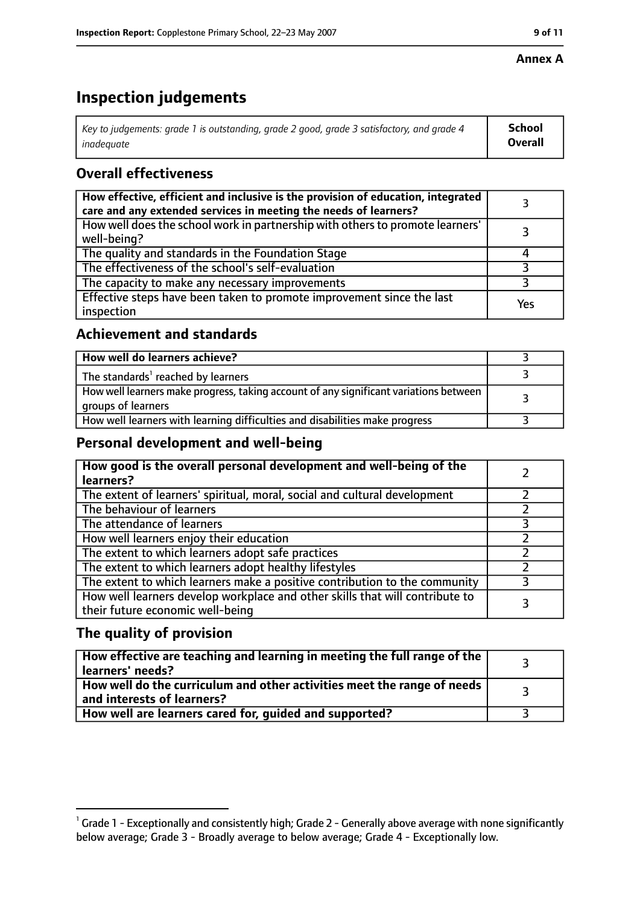**Annex A**

# Inspection judgements

| *Key to judgements: grade 1 is outstanding, grade 2 good, grade 3 satisfactory, and grade 4 inadequate* | **School Overall** |
|---|---|

## Overall effectiveness

| | |
|---|---|
| **How effective, efficient and inclusive is the provision of education, integrated care and any extended services in meeting the needs of learners?** | 3 |
| How well does the school work in partnership with others to promote learners' well-being? | 3 |
| The quality and standards in the Foundation Stage | 4 |
| The effectiveness of the school's self-evaluation | 3 |
| The capacity to make any necessary improvements | 3 |
| Effective steps have been taken to promote improvement since the last inspection | Yes |

## Achievement and standards

| | |
|---|---|
| **How well do learners achieve?** | 3 |
| The standards[1] reached by learners | 3 |
| How well learners make progress, taking account of any significant variations between groups of learners | 3 |
| How well learners with learning difficulties and disabilities make progress | 3 |

## Personal development and well-being

| | |
|---|---|
| **How good is the overall personal development and well-being of the learners?** | 2 |
| The extent of learners' spiritual, moral, social and cultural development | 2 |
| The behaviour of learners | 2 |
| The attendance of learners | 3 |
| How well learners enjoy their education | 2 |
| The extent to which learners adopt safe practices | 2 |
| The extent to which learners adopt healthy lifestyles | 2 |
| The extent to which learners make a positive contribution to the community | 3 |
| How well learners develop workplace and other skills that will contribute to their future economic well-being | 3 |

## The quality of provision

| | |
|---|---|
| **How effective are teaching and learning in meeting the full range of the learners' needs?** | 3 |
| **How well do the curriculum and other activities meet the range of needs and interests of learners?** | 3 |
| **How well are learners cared for, guided and supported?** | 3 |

[1] Grade 1 - Exceptionally and consistently high; Grade 2 - Generally above average with none significantly below average; Grade 3 - Broadly average to below average; Grade 4 - Exceptionally low.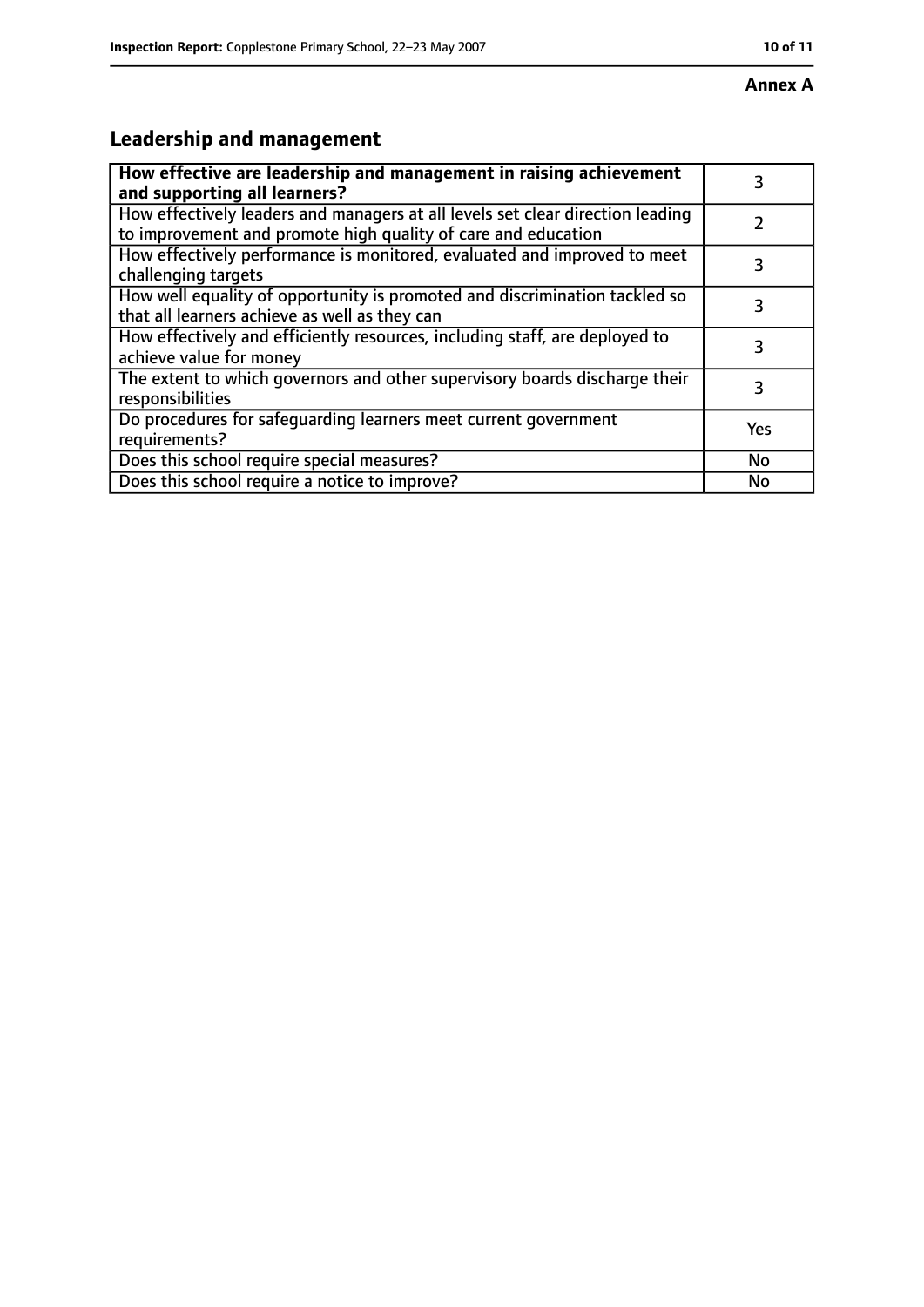**Annex A**

## Leadership and management

| **How effective are leadership and management in raising achievement and supporting all learners?** | 3 |
|---|---|
| How effectively leaders and managers at all levels set clear direction leading to improvement and promote high quality of care and education | 2 |
| How effectively performance is monitored, evaluated and improved to meet challenging targets | 3 |
| How well equality of opportunity is promoted and discrimination tackled so that all learners achieve as well as they can | 3 |
| How effectively and efficiently resources, including staff, are deployed to achieve value for money | 3 |
| The extent to which governors and other supervisory boards discharge their responsibilities | 3 |
| Do procedures for safeguarding learners meet current government requirements? | Yes |
| Does this school require special measures? | No |
| Does this school require a notice to improve? | No |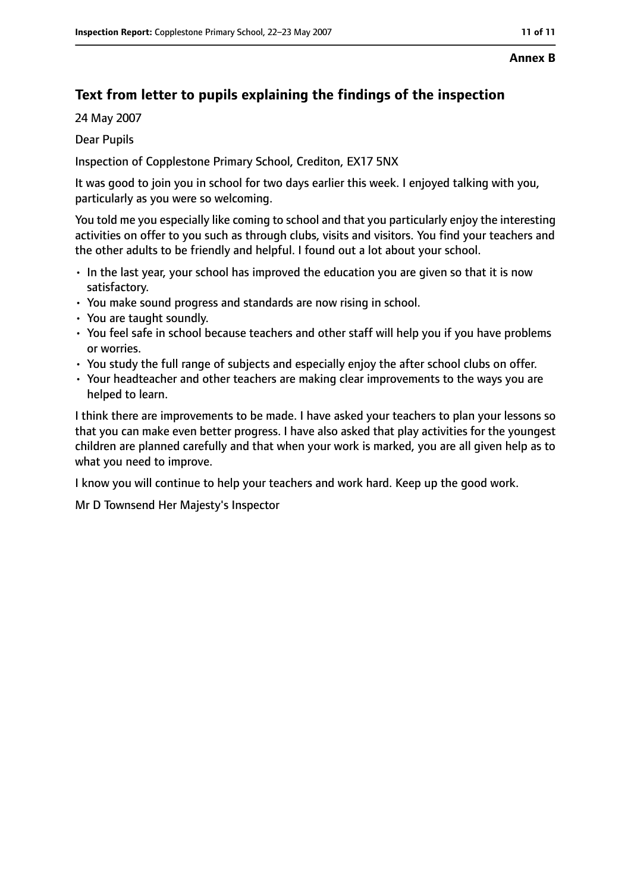**Annex B**

## Text from letter to pupils explaining the findings of the inspection

24 May 2007

Dear Pupils

Inspection of Copplestone Primary School, Crediton, EX17 5NX

It was good to join you in school for two days earlier this week. I enjoyed talking with you, particularly as you were so welcoming.

You told me you especially like coming to school and that you particularly enjoy the interesting activities on offer to you such as through clubs, visits and visitors. You find your teachers and the other adults to be friendly and helpful. I found out a lot about your school.

- In the last year, your school has improved the education you are given so that it is now satisfactory.
- You make sound progress and standards are now rising in school.
- You are taught soundly.
- You feel safe in school because teachers and other staff will help you if you have problems or worries.
- You study the full range of subjects and especially enjoy the after school clubs on offer.
- Your headteacher and other teachers are making clear improvements to the ways you are helped to learn.

I think there are improvements to be made. I have asked your teachers to plan your lessons so that you can make even better progress. I have also asked that play activities for the youngest children are planned carefully and that when your work is marked, you are all given help as to what you need to improve.

I know you will continue to help your teachers and work hard. Keep up the good work.

Mr D Townsend Her Majesty's Inspector